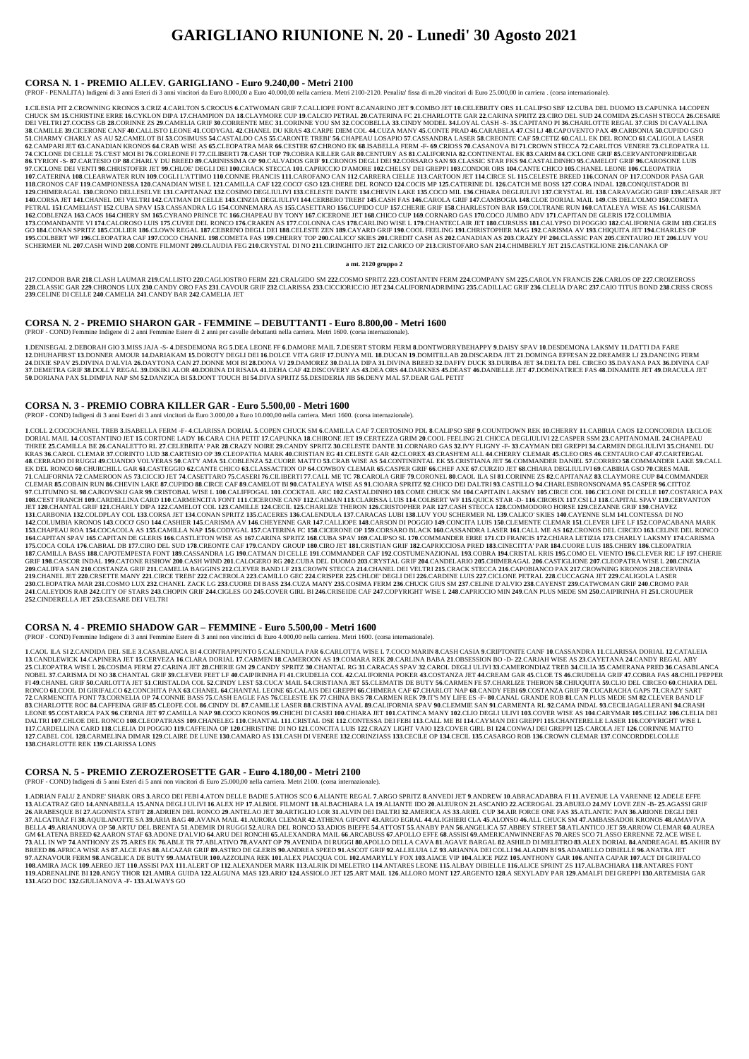# GARIGLIANO RIUNIONE N. 20 - Lunedi' 30 Agosto 2021

## CORSA N. 1 - PREMIO ALLEV. GARIGLIANO - Euro 9.240,00 - Metri 2100

(PROF - PENALITA) Indigeni di 3 anni Esteri di 3 anni vincitori da Euro 8.000,00 a Euro 40.000,00 nella carriera. Metri 2100-2120. Penalita' fissa di m.20 vincitori di Euro 25.000,00 in carriera . (corsa internazionale).

**1**.CILESIA PIT **2**.CROWNING KRONOS **3**.CRIZ **4**.CARLTON **5**.CROCUS **6**.CATWOMAN GRIF **7**.CALLIOPE FONT **8**.CANARINO JET **9**.COMBO JET **10**.CELEBRITY ORS **11**.CALIPSO SBF **12**.CUBA DEL DUOMO **13**.CAPUNKA **14**.COPEN CHUCK SM **15**.CHRISTINE ERRE **16**.CYKLON DIPA **17**.CHAMPION DA **18**.CLAYMORE CUP **19**.CALCIO PETRAL **20**.CATERINA FC **21**.CHARLOTTE GAR **22**.CARINA SPRITZ **23**.CIRO DEL SUD **24**.COMIDA **25**.CASH STECCA **26**.CESARE DEI VELTRI **27**.COCISS GB **28**.CORINNE ZS **29**.CAMELIA GRIF **30**.CORRENTE MEC **31**.CORINNE YOU SM **32**.COCOBELLA **33**.CINDY MODEL **34**.LOYAL CASH -S- **35**.CAPITANO PI **36**.CHARLOTTE REGAL **37**.CRIS DI CAVALLINA **38**.CAMILLE **39**.CICERONE CANF **40**.CALLISTO LEONE **41**.CODYGAL **42**.CHANEL DU KRAS **43**.CARPE DIEM COL **44**.CUZA MANY **45**.CONTE PRAD **46**.CARABELA **47**.CSI LJ **48**.CAPOVENTO PAX **49**.CARBONIA **50**.CUPIDO GSO **51**.CHARMY CHARLY AS AU **52**.CAMELOT BI **53**.COSIMUSS **54**.CASTALDO CAS **55**.CARONTE TREBI' **56**.CHAPEAU LOSAPIO **57**.CASSANDRA LASER **58**.CREONTE CAF **59**.CETIZ **60**.CALL EK DEL RONCO **61**.CALIGOLA LASER **62**.CAMPARI JET **63**.CANADIAN KRONOS **64**.CRAB WISE AS **65**.CLEOPATRA MAR **66**.CESTER **67**.CHRONO EK **68**.ISABELLA FERM -F- **69**.CRIOSS **70**.CASANOVA BI **71**.CROWN STECCA **72**.CARLITOS VENERE **73**.CLEOPATRA LL **74**.CICLONE DI CELLE **75**.C'EST MOI BI **76**.CORLEONE FI **77**.CILIBERTI **78**.CASH TOP **79**.COBRA KILLER GAR **80**.CENTURY AS **81**.CALIFORNIA **82**.CONTINENTAL EK **83**.CARIM **84**.CICLONE GRIF **85**.CERVANTONPRIDEGAR **86**.TYRION -S- **87**.CARTESIO OP **88**.CHARLY DU BREED **89**.CARINISSIMA OP **90**.CALVADOS GRIF **91**.CRONOS DEGLI DEI **92**.CORSARO SAN **93**.CLASSIC STAR FKS **94**.CASTALDINHO **95**.CAMELOT GRIF **96**.CAROSONE LUIS **97**.CICLONE DEI VENTI **98**.CHRISTOFER JET **99**.CHLOE' DEGLI DEI **100**.CRACK STECCA **101**.CAPRICCIO D'AMORE **102**.CHELSY DEI GREPPI **103**.CONDOR ORS **104**.CANTE CHICO **105**.CHANEL LEONE **106**.CLEOPATRIA **107**.CATERINA **108**.CLEARWATER RUN **109**.COGLI L'ATTIMO **110**.CONNIE FRANCIS **111**.CAROFANO CAN **112**.CARRERA CIELLE **113**.CARTOON JET **114**.CIRCE SL **115**.CELESTE BREED **116**.CONAN OP **117**.CONDOR PASA GAR **118**.CRONOS CAF **119**.CAMPIONESSA **120**.CANADIAN WISE L **121**.CAMILLA CAF **122**.COCO' GSO **123**.CHERE DEL RONCO **124**.COCIS MP **125**.CATERINE DL **126**.CATCH ME BOSS **127**.CORA INDAL **128**.CONQUISTADOR BI **129**.CHIMERAGAL **130**.CRONO DELLESELVE **131**.CAPITANAZ **132**.COSIMO DEGLIULIVI **133**.CELESTE DANTE **134**.CHEVIN LAKE **135**.COCO MIL **136**.CHIARA DEGLIULIVI **137**.CRYSTAL RL **138**.CARAVAGGIO GRIF **139**.CAESAR JET **140**.CORSA JET **141**.CHANEL DEI VELTRI **142**.CATMAN DI CELLE **143**.CINZIA DEGLIULIVI **144**.CERBERO TREBI' **145**.CASH FAS **146**.CAROLA GRIF **147**.CAMBOGIA **148**.CLOE DORIAL MAIL **149**.CIS DELL'OLMO **150**.COMETA PETRAL **151**.CAMELIAST **152**.CUBA SPAV **153**.CASSANDRA LG **154**.CONNEMARA AS **155**.CASETTARO **156**.CUPIDO CUP **157**.CHERIE GRIF **158**.CHARLESTON BAR **159**.COLTRANE RUN **160**.CATALEYA WISE AS **161**.CARISMA **162**.COBLENZA **163**.CAOS **164**.CHERY SM **165**.CYRANO PRINCE TC **166**.CHAPEAU BY TONY **167**.CICERONE JET **168**.CHICO CUP **169**.CORNARO GAS **170**.COCO JUMBO ADV **171**.CAPITAN DE GLERIS **172**.COLUMBIA **173**.COMANDANTE VI **174**.CALOROSO LUIS **175**.CUVEE DEL RONCO **176**.CRAKEN AS **177**.COLONNA CAS **178**.CARLINO WISE L **179**.CHANTECLAIR JET **180**.CURSUSS **181**.CALYPSO DI POGGIO **182**.CALIFORNIA GRIM **183**.CIGLES GO **184**.CONAN SPRITZ **185**.COLLIER **186**.CLOWN REGAL **187**.CEBRENO DEGLI DEI **188**.CELESTE ZEN **189**.CAYARD GRIF **190**.COOL FEELING **191**.CHRISTOPHER MAG **192**.CARISMA AV **193**.CHIQUITA JET **194**.CHARLES OP **195**.COLBERT WF **196**.CLEOPATRA CAF **197**.COCO CHANEL **198**.COMETA FAS **199**.CHERRY TOP **200**.CALICO' SKIES **201**.CREDIT CASH AS **202**.CANADIAN AS **203**.CRAZY PF **204**.CLASSIC PAN **205**.CENTAURO JET **206**.LUV YOU SCHERMER NL **207**.CASH WIND **208**.CONTE FILMONT **209**.CLAUDIA FEG **210**.CRYSTAL DI NO **211**.CIRINGHITO JET **212**.CARICO OP **213**.CRISTOFARO SAN **214**.CHIMBERLY JET **215**.CASTIGLIONE **216**.CANAKA OP

**a mt. 2120 gruppo 2**

**217**.CONDOR BAR **218**.CLASH LAUMAR **219**.CALLISTO **220**.CASTIGLIOSTRO FERM **221**.CRALGIDO SM **222**.COSMO SPRITZ **223**.COSTANTIN FERM **224**.COMPANY SM **225**.CAROLYN FRANCIS **226**.CARLOS OP **227**.CROIZEROSS **228**.CLASSIC GAR **229**.CHRONOS LUX **230**.CANDY ORO FAS **231**.CAVOUR GRIF **232**.CLARISSA **233**.CICCIORICCIO JET **234**.CALIFORNIADRIMING **235**.CADILLAC GRIF **236**.CLELIA D'ARC **237**.CAIO TITUS BOND **238**.CRISS CROSS **239**.CELINE DI CELLE **240**.CAMELIA **241**.CANDY BAR **242**.CAMELIA JET

## CORSA N. 2 - PREMIO SHARON GAR - FEMMINE – DEBUTTANTI - Euro 8.800,00 - Metri 1600

(PROF - COND) Femmine Indigene di 2 anni Femmine Estere di 2 anni per cavalle debuttanti nella carriera. Metri 1600. (corsa internazionale).

**1**.DENISEGAL **2**.DEBORAH GIO **3**.MISS JAJA -S- **4**.DESDEMONA RG **5**.DEA LEONE FF **6**.DAMORE MAIL **7**.DESERT STORM FERM **8**.DONTWORRYBEHAPPY **9**.DAISY SPAV **10**.DESDEMONA LAKSMY **11**.DATTI DA FARE **12**.DHUHAFIRST **13**.DONNER AMOUR **14**.DARIAKAM **15**.DOROTY DEGLI DEI **16**.DOLCE VITA GRIF **17**.DUNYA MIL **18**.DUCAN **19**.DOMITILLA BI **20**.DISCARDA JET **21**.DOMINGA EFFESAN **22**.DREAMER LJ **23**.DANCING FERM **24**.DIXIE SPAV **25**.DIVINA D'ALVIA **26**.DAYTONA CAN **27**.DONNE MOI BI **28**.DONA VJ **29**.DAMOREZ **30**.DALIA DIPA **31**.DIVINA BREED **32**.DAFFY DUCK **33**.DURIBA JET **34**.DELTA DEL CIRCEO **35**.DAYANA PAX **36**.DIVINA CAF **37**.DEMETRA GRIF **38**.DOLLY REGAL **39**.DIKIKI ALOR **40**.DORINA DI RISAIA **41**.DEHA CAF **42**.DISCOVERY AS **43**.DEA ORS **44**.DARKNES **45**.DEAST **46**.DANIELLE JET **47**.DOMINATRICE FAS **48**.DINAMITE JET **49**.DRACULA JET **50**.DORIANA PAX **51**.DIMPIA NAP SM **52**.DANZICA BI **53**.DONT TOUCH BI **54**.DIVA SPRITZ **55**.DESIDERIA JIB **56**.DENY MAL **57**.DEAR GAL PETIT

## CORSA N. 3 - PREMIO COBRA KILLER GAR - Euro 5.500,00 - Metri 1600

(PROF - COND) Indigeni di 3 anni Esteri di 3 anni vincitori da Euro 3.000,00 a Euro 10.000,00 nella carriera. Metri 1600. (corsa internazionale).

**1**.COLL **2**.COCOCHANEL TREB **3**.ISABELLA FERM -F- **4**.CLARISSA DORIAL **5**.COPEN CHUCK SM **6**.CAMILLA CAF **7**.CERTOSINO PDL **8**.CALIPSO SBF **9**.COUNTDOWN REK **10**.CHERRY **11**.CABIRIA CAOS **12**.CONCORDIA **13**.CLOE DORIAL MAIL **14**.COSTANTINO JET **15**.CORTONE LADY **16**.CARA CHA PETIT **17**.CAPUNKA **18**.CHIRONE JET **19**.CERTEZZA GRIM **20**.COOL FEELING **21**.CHICCA DEGLIULIVI **22**.CASPER SSM **23**.CAPITANOMAIL **24**.CHAPEAU THREE **25**.CAMILLA BE **26**.CANALETTO RL **27**.CELEBRITA' PAR **28**.CRAZY NOIRE **29**.CANDY SPRITZ **30**.CELESTE DANTE **31**.CORNARO GAS **32**.IVY FLIGNY -F- **33**.CAYMAN DEI GREPPI **34**.CARMEN DEGLIULIVI **35**.CHANEL DU KRAS **36**.CAROL CLEMAR **37**.CORINTO LUD **38**.CARTESIO OP **39**.CLEOPATRA MARK **40**.CRISTIAN EG **41**.CELESTE GAR **42**.CLOREX **43**.CRASH'EM ALL **44**.CHERRY CLEMAR **45**.CLEO ORS **46**.CENTAURO CAF **47**.CARTERGAL **48**.CERRADO DI RUGGI **49**.CUANDO VOLVERAS **50**.CATY AMA **51**.COBLENZA **52**.CUORE MATTO **53**.CRAB WISE AS **54**.CONTINENTAL EK **55**.CRISTIANA JET **56**.COMMANDER DANIEL **57**.CORREO **58**.COMMANDER LAKE **59**.CALL EK DEL RONCO **60**.CHURCHILL GAR **61**.CASTEGGIO **62**.CANTE CHICO **63**.CLASSACTION OP **64**.COWBOY CLEMAR **65**.CASPER GRIF **66**.CHEF AXE **67**.CURZIO JET **68**.CHIARA DEGLIULIVI **69**.CABIRIA GSO **70**.CRES MAIL **71**.CALIFORNIA **72**.CAMEROON AS **73**.CICCIO JET **74**.CASETTARO **75**.CASERI **76**.CILIBERTI **77**.CALL ME TC **78**.CAROLA GRIF **79**.CORONEL **80**.CAOL ILA SI **81**.CORINNE ZS **82**.CAPITANAZ **83**.CLAYMORE CUP **84**.COMMANDER CLEMAR **85**.COBAIN RUN **86**.CHEVIN LAKE **87**.CUPIDO **88**.CIRCE CAF **89**.CAMELOT BI **90**.CATALEYA WISE AS **91**.CIOARA SPRITZ **92**.CHICO DEI DALTRI **93**.CASTILLO **94**.CHARLESBRONSONAMA **95**.CASPER **96**.CITTOZ **97**.CLITUMNO SL **98**.CAJKOVSKIJ GAR **99**.CRISTOBAL WISE L **100**.CALIFFOGAL **101**.COCKTAIL ARC **102**.CASTALDINHO **103**.COME CHUCK SM **104**.CAPITAIN LAKSMY **105**.CIRCE COL **106**.CICLONE DI CELLE **107**.COSTARICA PAX **108**.C'EST FRANCH **109**.CARDELLINA CARD **110**.CARMENCITA FONT **111**.CICERONE CANF **112**.CAIMAN **113**.CLARISSA LUIS **114**.COLBERT WF **115**.QUICK STAR -D- **116**.CIROBIX **117**.CSI LJ **118**.CAPITAL SPAV **119**.CERVANTON JET **120**.CHANTAL GRIF **121**.CHARLY DIPA **122**.CAMELOT COL **123**.CAMILLE **124**.CECIL **125**.CHARLIZE THERON **126**.CRISTOPHER PAR **127**.CASH STECCA **128**.COMMODORO HORSE **129**.CEZANNE GRIF **130**.CHAVEZ **131**.CARBONIA **132**.COLDPLAY COL **133**.CORSA JET **134**.CONAN SPRITZ **135**.CACERES **136**.CALENDULA **137**.CARACAS LUBI **138**.LUV YOU SCHERMER NL **139**.CALICO' SKIES **140**.CAYENNE SLM **141**.CONTESSA DI NO **142**.COLUMBIA KRONOS **143**.COCO' GSO **144**.CASHIER **145**.CARISMA AV **146**.CHEYENNE GAR **147**.CALLIOPE **148**.CARSON DI POGGIO **149**.CONCITA LUIS **150**.CLEMENTE CLEMAR **151**.CLEVER LIFE LF **152**.COPACABANA MARK **153**.CHAPEAU ROA **154**.COCACOLA AS **155**.CAMILLA NAP **156**.CODYGAL **157**.CATERINA FC **158**.CICERONE OP **159**.CORSARO BLACK **160**.CASSANDRA LASER **161**.CALL ME AS **162**.CRONOS DEL CIRCEO **163**.CELINE DEL RONCO **164**.CAPITAN SPAV **165**.CAPITAN DE GLERIS **166**.CASTLETON WISE AS **167**.CARINA SPRITZ **168**.CUBA SPAV **169**.CALIPSO SL **170**.COMMANDER ERRE **171**.CD FRANCIS **172**.CHIARA LETIZIA **173**.CHARLY LAKSMY **174**.CARISMA **175**.COCA COLA **176**.CABRAL DB **177**.CIRO DEL SUD **178**.CREONTE CAF **179**.CANDY GROUP **180**.CIRO JET **181**.CRISTIAN GRIF **182**.CAPRICCIOSA PRED **183**.CINECITTA' PAR **184**.CUORE LUIS **185**.CHERY **186**.CLEOPATRIA **187**.CAMILLA BASS **188**.CAPOTEMPESTA FONT **189**.CASSANDRA LG **190**.CATMAN DI CELLE **191**.COMMANDER CAF **192**.COSTUMENAZIONAL **193**.COBRA **194**.CRISTAL KRIS **195**.COMO EL VIENTO **196**.CLEVER RIC LF **197**.CHERIE GRIF **198**.CASCOR INDAL **199**.CATONE RISHOW **200**.CASH WIND **201**.CALOGERO RG **202**.CUBA DEL DUOMO **203**.CRYSTAL GRIF **204**.CANDELARIO **205**.CHIMERAGAL **206**.CASTIGLIONE **207**.CLEOPATRA WISE L **208**.CINZIA **209**.CALIFFA SAN **210**.COSTANZA GRIF **211**.CAMELIA BAGGINS **212**.CLEVER BAND LF **213**.CROWN STECCA **214**.CHANEL DEI VELTRI **215**.CRACK STECCA **216**.CAPOBIANCO PAX **217**.CROWNING KRONOS **218**.CERVINIA **219**.CHANEL JET **220**.CRSETTE MANY **221**.CIRCE TREBI' **222**.CACEROLA **223**.CAMILLO GEC **224**.CRISPER **225**.CHLOE' DEGLI DEI **226**.CARDINE LUIS **227**.CICLONE PETRAL **228**.CUCCAGNA JET **229**.CALIGOLA LASER **230**.CLEOPATRA MAR **231**.COSMO LUX **232**.CHANEL ZACK LG **233**.CUORE DI BASS **234**.CUZA MANY **235**.COSIMA FERM **236**.CHUCK GIUS SM **237**.CELINE D'ALVIO **238**.CAYENST **239**.CATWOMAN GRIF **240**.CROMO PAR **241**.CALEYDOS RAB **242**.CITY OF STARS **243**.CHOPIN GRIF **244**.CIGLES GO **245**.COVER GIRL BI **246**.CRISEIDE CAF **247**.COPYRIGHT WISE L **248**.CAPRICCIO MIN **249**.CAN PLUS MEDE SM **250**.CAIPIRINHA FI **251**.CROUPIER **252**.CINDERELLA JET **253**.CESARE DEI VELTRI

## CORSA N. 4 - PREMIO SHADOW GAR – FEMMINE - Euro 5.500,00 - Metri 1600

(PROF - COND) Femmine Indigene di 3 anni Femmine Estere di 3 anni non vincitrici di Euro 4.000,00 nella carriera. Metri 1600. (corsa internazionale).

**1**.CAOL ILA SI **2**.CANDIDA DEL SILE **3**.CASABLANCA BI **4**.CONTRAPPUNTO **5**.CALENDULA PAR **6**.CARLOTTA WISE L **7**.COCO MARIN **8**.CASH CASIA **9**.CRIPTONITE CANF **10**.CASSANDRA **11**.CLARISSA DORIAL **12**.CATALEIA **13**.CANDLEWICK **14**.CAPINERA JET **15**.CERVEZA **16**.CLARA DORIAL **17**.CARMEN **18**.CAMEROON AS **19**.COMARA REK **20**.CARLINA BABA **21**.OBSESSION BO -D- **22**.CARJAH WISE AS **23**.CAYETANA **24**.CANDY REGAL ABY **25**.CLEOPATRA WISE L **26**.COSIMA FERM **27**.CARINA JET **28**.CHERIE GM **29**.CANDY SPRITZ **30**.CHANTAL RG **31**.CARACAS SPAV **32**.CAROL DEGLI ULIVI **33**.CAMERONDIAZ TREB **34**.CILIA **35**.CAMERANA PRED **36**.CASABLANCA NOBEL **37**.CARISMA DI NO **38**.CHANTAL GRIF **39**.CLEVER FEET LF **40**.CAIPIRINHA FI **41**.CRUDELIA COL **42**.CALIFORNIA POKER **43**.COSTANZA JET **44**.CREAM GAR **45**.CLOE TS **46**.CRUDELIA GRIF **47**.COBRA FAS **48**.CHILI PEPPER FI **49**.CHANEL GRIF **50**.CARLOTTA JET **51**.CRISTALDA COL **52**.CINDY LEST **53**.CUCA' MAIL **54**.CRISTIANA JET **55**.CLEMATIS DE BUTY **56**.CARMEN FE **57**.CHARLIZE THERON **58**.CHIUQUITA **59**.CLIO DEL CIRCEO **60**.CHIARA DEL RONCO **61**.COOL DI GIRIFALCO **62**.CONCHITA PAX **63**.CHANEL **64**.CHANTAL LEONE **65**.CALAIS DEI GREPPI **66**.CHIMERA CAF **67**.CHARLOT NAP **68**.CANDY FEBI **69**.COSTANZA GRIF **70**.CUCARACHA GAPS **71**.CRAZY SART **72**.CARMENCITA FONT **73**.CORNELIA OP **74**.CONNIE BASS **75**.CASH EAGLE FAS **76**.CELESTE EK **77**.CHINA BKS **78**.CARMEN REK **79**.IT'S MY LIFE ES -F- **80**.CANAL GRANDE ROB **81**.CAN PLUS MEDE SM **82**.CLEVER BAND LF **83**.CHARLOTTE ROC **84**.CAFFEINA GRIF **85**.CLEOFE COL **86**.CINDY DL **87**.CAMILLE LASER **88**.CRISTINA AVAL **89**.CALIFORNIA SPAV **90**.CLEMMIE SAN **91**.CARMENTA RL **92**.CAMA INDAL **93**.CECILIAGALLERANI **94**.CRASH LEONE **95**.COSTARICA PAX **96**.CERNIA JET **97**.CAMILLA NAP **98**.COCO KRONOS **99**.CHICHI DI CASEI **100**.CHIARA JET **101**.CATINCA MANY **102**.CLIO DEGLI ULIVI **103**.COVER WISE AS **104**.CARYMAR **105**.CELIAZ **106**.CLELIA DEI DALTRI **107**.CHLOE DEL RONCO **108**.CLEOPATRASS **109**.CHANELEG **110**.CHANTAL **111**.CRISTAL DSE **112**.CONTESSA DEI FEBI **113**.CALL ME BI **114**.CAYMAN DEI GREPPI **115**.CHANTERELLE LASER **116**.COPYRIGHT WISE L **117**.CARDELLINA CARD **118**.CLELIA DI POGGIO **119**.CAFFEINA OP **120**.CHRISTINE DI NO **121**.CONCITA LUIS **122**.CRAZY LIGHT VAIO **123**.COVER GIRL BI **124**.CONWAJ DEI GREPPI **125**.CAROLA JET **126**.CORINNE MATTO **127**.CABEL COL **128**.CARMELINA DIMAR **129**.CLAIRE DE LUNE **130**.CAMARO AS **131**.CASH DI VENERE **132**.CORINZIASS **133**.CECILE OP **134**.CECIL **135**.CASARGO ROB **136**.CROWN CLEMAR **137**.CONCORDDELCOLLE **138**.CHARLOTTE REK **139**.CLARISSA LONS

## CORSA N. 5 - PREMIO ZEROZEROSETTE GAR - Euro 4.180,00 - Metri 2100

(PROF - COND) Indigeni di 5 anni Esteri di 5 anni non vincitori di Euro 25.000,00 nella carriera. Metri 2100. (corsa internazionale).

**1**.ADRIAN FALU **2**.ANDRE' SHARK ORS **3**.ARCO DEI FEBI **4**.ATON DELLE BADIE **5**.ATHOS SCO **6**.ALIANTE REGAL **7**.ARGO SPRITZ **8**.ANVEDI JET **9**.ANDREW **10**.ABRACADABRA FI **11**.AVENUE LA VARENNE **12**.ADELE EFFE **13**.ALCATRAZ GEO **14**.ANNABELLA **15**.ANNA DEGLI ULIVI **16**.ALEX HP **17**.ALBIOL FILMONT **18**.ALBACHIARA LA **19**.ALIANTE IDO **20**.ALEURON **21**.ASCANIO **22**.ACEROGAL **23**.ABUELO **24**.MY LOVE ZEN -B- **25**.AGASSI GRIF **26**.ARABESQUE BI **27**.AGONISTA STIFT **28**.ADRIEN DEL RONCO **29**.ANTELAO JET **30**.ARTIGLIO LOR **31**.ALVIN DEI DALTRI **32**.AMERICA AS **33**.ARIEL CUP **34**.AIR FORCE ONE FAS **35**.ATLANTIC PAN **36**.ARIONE DEGLI DEI **37**.ALCATRAZ FI **38**.AQUILANOTTE SA **39**.ARIA BAG **40**.AVANA MAIL **41**.AURORA CLEMAR **42**.ATHENA GIFONT **43**.ARGO EGRAL **44**.ALIGHIERI CLA **45**.ALONSO **46**.ALL CHUCK SM **47**.AMBASSADOR KRONOS **48**.AMAVIVA BELLA **49**.ARIANUOVA OP **50**.ARTU' DEL BRENTA **51**.ADEMIR DI RUGGI **52**.AURA DEL RONCO **53**.ADIOS BIEFFE **54**.ATTOST **55**.ANABY PAN **56**.ANGELICA **57**.ABBEY STREET **58**.ATLANTICO JET **59**.ARROW CLEMAR **60**.AUREA GM **61**.ATENA BREED **62**.AARON STAF **63**.ADONE D'ALVIO **64**.ARU DEI RONCHI **65**.ALEXANDRA MAIL **66**.ARCABUSS **67**.APOLLO EFFE **68**.ASSISI **69**.AMERICANWINNERFAS **70**.ARES SCO **71**.ASSO ERRENNE **72**.ACE WISE L **73**.ALL IN WP **74**.ANTHONY ZS **75**.ARES EK **76**.ABLE TR **77**.ABLATIVO **78**.AVANT OP **79**.AVENIDA DI RUGGI **80**.APOLLO DELLA CAVA **81**.AGAVE BARGAL **82**.ASHILD DI MELETRO **83**.ALEX DORIAL **84**.ANDREAGAL **85**.AKHIR BY BREED **86**.AFRICA WISE AS **87**.ALCE FAS **88**.ALCAZAR GRIF **89**.ASTRO DE GLERIS **90**.ANDREA SPEED **91**.ASCOT GRIF **92**.ALLELUIA LZ **93**.ARIANNA DEI COLLI **94**.ALADIN BI **95**.ADAMELLO DIBIELLE **96**.ANATRA JET **97**.AZNAVOUR FERM **98**.ANGELICA DE BUTY **99**.AMATEUR **100**.AZZOLINA REK **101**.ALEX PIACQUA COL **102**.AMARYLLY FOX **103**.AIACE VIP **104**.ALICE PIZZ **105**.ANTHONY GAR **106**.ANITA CAPAR **107**.ACT DI GIRIFALCO **108**.AMIRA JACK **109**.AEREO JET **110**.ASSISI PAX **111**.ALERT OP **112**.ALEXANDER MARK **113**.ALRIK DI MELETRO **114**.ANTARES LEONE **115**.ALBAY DIBIELLE **116**.ALICE SPRINT ZS **117**.ALBACHIARA **118**.ANTARES FONT **119**.ADRENALINE BI **120**.ANGY THOR **121**.AMIRA GUIDA **122**.ALGUNA MAS **123**.ARIO' **124**.ASSIOLO JET **125**.ART MAIL **126**.ALLORO MONT **127**.ARGENTO **128**.A SEXYLADY PAR **129**.AMALFI DEI GREPPI **130**.ARTEMISIA GAR **131**.AGO DOC **132**.GIULIANOVA -F- **133**.ALWAYS GO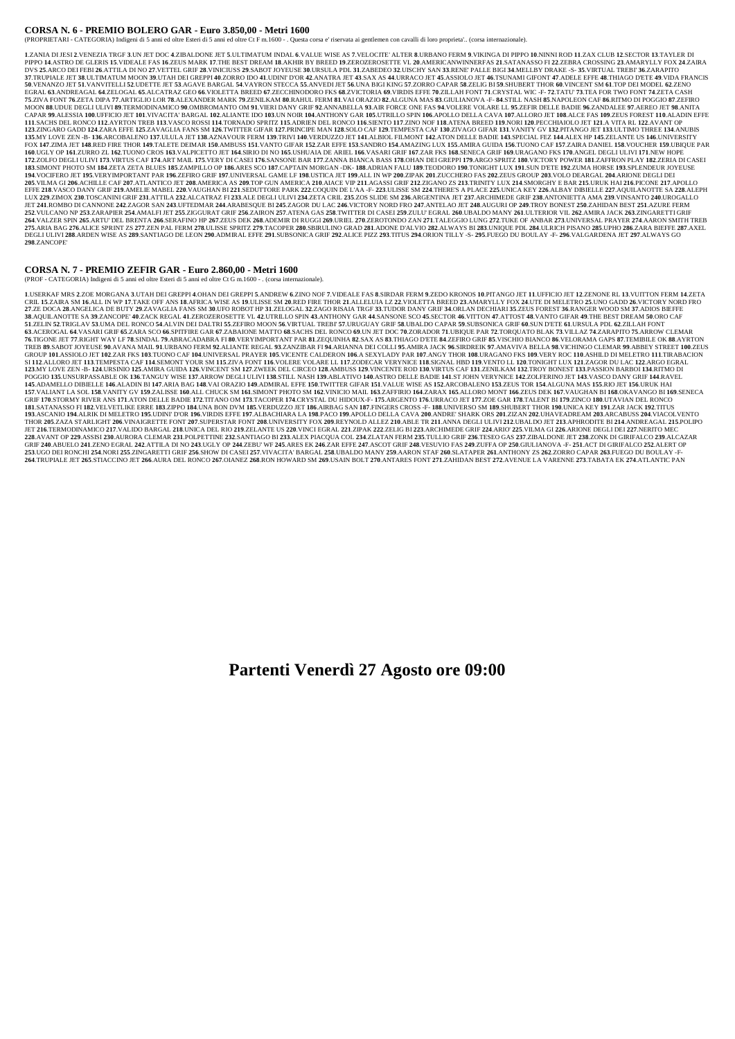## CORSA N. 6 - PREMIO BOLERO GAR - Euro 3.850,00 - Metri 1600

(PROPRIETARI - CATEGORIA) Indigeni di 5 anni ed oltre Esteri di 5 anni ed oltre Ct F m.1600 - . Questa corsa e' riservata ai gentlemen con cavalli di loro proprieta'.. (corsa internazionale).

**1**.ZANIA DI JESI **2**.VENEZIA TRGF **3**.UN JET DOC **4**.ZIBALDONE JET **5**.ULTIMATUM INDAL **6**.VALUE WISE AS **7**.VELOCITE' ALTER **8**.URBANO FERM **9**.VIKINGA DI PIPPO **10**.NINNI ROD **11**.ZAX CLUB **12**.SECTOR **13**.TAYLER DI PIPPO **14**.ASTRO DE GLERIS **15**.VIDEALE FAS **16**.ZEUS MARK **17**.THE BEST DREAM **18**.AKHIR BY BREED **19**.ZEROZEROSETTE VL **20**.AMERICANWINNERFAS **21**.SATANASSO FI **22**.ZEBRA CROSSING **23**.AMARYLLY FOX **24**.ZAIRA DVS **25**.ARCO DEI FEBI **26**.ATTILA DI NO **27**.VETTEL GRIF **28**.VINICIUSS **29**.SABOT JOYEUSE **30**.URSULA PDL **31**.ZABEDEO **32**.UISCHY SAN **33**.RENE' PALLE BIGI **34**.MELLBY DRAKE -S- **35**.VIRTUAL TREBI' **36**.ZARAPITO **37**.TRUPIALE JET **38**.ULTIMATUM MOON **39**.UTAH DEI GREPPI **40**.ZORRO IDO **41**.UDINI' D'OR **42**.ANATRA JET **43**.SAX AS **44**.URRACO JET **45**.ASSIOLO JET **46**.TSUNAMI GIFONT **47**.ADELE EFFE **48**.THIAGO D'ETE **49**.VIDA FRANCIS **50**.VENANZO JET **51**.VANVITELLI **52**.UDETTE JET **53**.AGAVE BARGAL **54**.VAYRON STECCA **55**.ANVEDI JET **56**.UNA BIGI KING **57**.ZORRO CAPAR **58**.ZELIG BI **59**.SHUBERT THOR **60**.VINCENT SM **61**.TOP DEI MODEL **62**.ZENO EGRAL **63**.ANDREAGAL **64**.ZELOGAL **65**.ALCATRAZ GEO **66**.VIOLETTA BREED **67**.ZECCHINODORO FKS **68**.ZVICTORIA **69**.VIRDIS EFFE **70**.ZILLAH FONT **71**.CRYSTAL WIC -F- **72**.TATU' **73**.TEA FOR TWO FONT **74**.ZETA CASH **75**.ZIVA FONT **76**.ZETA DIPA **77**.ARTIGLIO LOR **78**.ALEXANDER MARK **79**.ZENILKAM **80**.RAHUL FERM **81**.VAI ORAZIO **82**.ALGUNA MAS **83**.GIULIANOVA -F- **84**.STILL NASH **85**.NAPOLEON CAF **86**.RITMO DI POGGIO **87**.ZEFIRO MOON **88**.UDUE DEGLI ULIVI **89**.TERMODINAMICO **90**.OMBROMANTO OM **91**.VIERI DANY GRIF **92**.ANNABELLA **93**.AIR FORCE ONE FAS **94**.VOLERE VOLARE LL **95**.ZEFIR DELLE BADIE **96**.ZANDALEE **97**.AEREO JET **98**.ANITA CAPAR **99**.ALESSIA **100**.UFFICIO JET **101**.VIVACITA' BARGAL **102**.ALIANTE IDO **103**.UN NOIR **104**.ANTHONY GAR **105**.UTRILLO SPIN **106**.APOLLO DELLA CAVA **107**.ALLORO JET **108**.ALCE FAS **109**.ZEUS FOREST **110**.ALADIN EFFE **111**.SACHS DEL RONCO **112**.AYRTON TREB **113**.VASCO ROSSI **114**.TORNADO SPRITZ **115**.ADRIEN DEL RONCO **116**.SIENTO **117**.ZINO NOF **118**.ATENA BREED **119**.NORI **120**.PECCHIAIOLO JET **121**.A VITA RL **122**.AVANT OP **123**.ZINGARO GADD **124**.ZARA EFFE **125**.ZAVAGLIA FANS SM **126**.TWITTER GIFAR **127**.PRINCIPE MAN **128**.SOLO CAF **129**.TEMPESTA CAF **130**.ZIVAGO GIFAR **131**.VANITY GV **132**.PITANGO JET **133**.ULTIMO THREE **134**.ANUBIS **135**.MY LOVE ZEN -B- **136**.ARCOBALENO **137**.ULULA JET **138**.AZNAVOUR FERM **139**.TRIVI **140**.VERDUZZO JET **141**.ALBIOL FILMONT **142**.ATON DELLE BADIE **143**.SPECIAL FEZ **144**.ALEX HP **145**.ZELANTE US **146**.UNIVERSITY FOX **147**.ZIMA JET **148**.RED FIRE THOR **149**.TALETE DEIMAR **150**.AMBUSS **151**.VANTO GIFAR **152**.ZAR EFFE **153**.SANDRO **154**.AMAZING LUX **155**.AMIRA GUIDA **156**.TUONO CAF **157**.ZAIRA DANIEL **158**.VOUCHER **159**.UBIQUE PAR **160**.UGLY OP **161**.ZURRO ZL **162**.TUONO CROS **163**.VALPICETTO JET **164**.SIRIO DI NO **165**.USHUAIA DE ARIEL **166**.VASARI GRIF **167**.ZAR FKS **168**.SENECA GRIF **169**.URAGANO FKS **170**.ANGEL DEGLI ULIVI **171**.NEW HOPE **172**.ZOLFO DEGLI ULIVI **173**.VIRTUS CAF **174**.ART MAIL **175**.VERY DI CASEI **176**.SANSONE BAR **177**.ZANNA BIANCA BASS **178**.OHAN DEI GREPPI **179**.ARGO SPRITZ **180**.VICTORY POWER **181**.ZAFFRON PLAY **182**.ZERIA DI CASEI **183**.SIMONT PHOTO SM **184**.ZETA ZETA BLUES **185**.ZAMPILLO OP **186**.ARES SCO **187**.CAPTAIN MORGAN -DK- **188**.ADRIAN FALU **189**.TEODORO **190**.TONIGHT LUX **191**.SUN D'ETE **192**.ZUMA HORSE **193**.SPLENDEUR JOYEUSE **194**.VOCIFERO JET **195**.VERYIMPORTANT PAR **196**.ZEFIRO GRIF **197**.UNIVERSAL GAME LF **198**.USTICA JET **199**.ALL IN WP **200**.ZIPAK **201**.ZUCCHERO FAS **202**.ZEUS GROUP **203**.VOLO DEARGAL **204**.ARIONE DEGLI DEI **205**.VILMA GI **206**.ACHILLE CAF **207**.ATLANTICO JET **208**.AMERICA AS **209**.TOP GUN AMERICA **210**.AIACE VIP **211**.AGASSI GRIF **212**.ZIGANO ZS **213**.TRINITY LUX **214**.SMORGHY E BAR **215**.URUK HAI **216**.PICONE **217**.APOLLO EFFE **218**.VASCO DANY GRIF **219**.AMELIE MABEL **220**.VAUGHAN BI **221**.SEDUTTORE PARK **222**.COQUIN DE L'AA -F- **223**.ULISSE SM **224**.THERE'S A PLACE **225**.UNICA KEY **226**.ALBAY DIBIELLE **227**.AQUILANOTTE SA **228**.ALEPH LUX **229**.ZIMOX **230**.TOSCANINI GRIF **231**.ATTILA **232**.ALCATRAZ FI **233**.ALE DEGLI ULIVI **234**.ZETA CRIL **235**.ZOS SLIDE SM **236**.ARGENTINA JET **237**.ARCHIMEDE GRIF **238**.ANTONIETTA AMA **239**.VINSANTO **240**.UROGALLO JET **241**.ROMBO DI CANNONE **242**.ZAGOR SAN **243**.UFTEDMAR **244**.ARABESQUE BI **245**.ZAGOR DU LAC **246**.VICTORY NORD FRO **247**.ANTELAO JET **248**.AUGURI OP **249**.TROY BONEST **250**.ZAHIDAN BEST **251**.AZURE FERM **252**.VULCANO NP **253**.ZARAPIER **254**.AMALFI JET **255**.ZIGGURAT GRIF **256**.ZAIRON **257**.ATENA GAS **258**.TWITTER DI CASEI **259**.ZULU' EGRAL **260**.UBALDO MANY **261**.ULTERIOR VIL **262**.AMIRA JACK **263**.ZINGARETTI GRIF **264**.VALZER SPIN **265**.ARTU' DEL BRENTA **266**.SERAFINO HP **267**.ZEUS DEK **268**.ADEMIR DI RUGGI **269**.URIEL **270**.ZEROTONDO ZAN **271**.TALEGGIO LUNG **272**.TUKE OF ANBAR **273**.UNIVERSAL PRAYER **274**.AARON SMITH TREB **275**.ARIA BAG **276**.ALICE SPRINT ZS **277**.ZEN PAL FERM **278**.ULISSE SPRITZ **279**.TACOPER **280**.SBIRULINO GRAD **281**.ADONE D'ALVIO **282**.ALWAYS BI **283**.UNIQUE PDL **284**.ULRICH PISANO **285**.UPHO **286**.ZARA BIEFFE **287**.AXEL DEGLI ULIVI **288**.ARDEN WISE AS **289**.SANTIAGO DE LEON **290**.ADMIRAL EFFE **291**.SUBSONICA GRIF **292**.ALICE PIZZ **293**.TITUS **294**.ORION TILLY -S- **295**.FUEGO DU BOULAY -F- **296**.VALGARDENA JET **297**.ALWAYS GO **298**.ZANCOPE'

## CORSA N. 7 - PREMIO ZEFIR GAR - Euro 2.860,00 - Metri 1600

(PROF - CATEGORIA) Indigeni di 5 anni ed oltre Esteri di 5 anni ed oltre Ct G m.1600 - . (corsa internazionale).

**1**.USERKAF MRS **2**.ZOE MORGANA **3**.UTAH DEI GREPPI **4**.OHAN DEI GREPPI **5**.ANDREW **6**.ZINO NOF **7**.VIDEALE FAS **8**.SIRDAR FERM **9**.ZEDO KRONOS **10**.PITANGO JET **11**.UFFICIO JET **12**.ZENONE RL **13**.VUITTON FERM **14**.ZETA CRIL **15**.ZAIRA SM **16**.ALL IN WP **17**.TAKE OFF ANS **18**.AFRICA WISE AS **19**.ULISSE SM **20**.RED FIRE THOR **21**.ALLELUIA LZ **22**.VIOLETTA BREED **23**.AMARYLLY FOX **24**.UTE DI MELETRO **25**.UNO GADD **26**.VICTORY NORD FRO **27**.ZE DOCA **28**.ANGELICA DE BUTY **29**.ZAVAGLIA FANS SM **30**.UFO ROBOT HP **31**.ZELOGAL **32**.ZAGO RISAIA TRGF **33**.TUDOR DANY GRIF **34**.ORLAN DECHIARI **35**.ZEUS FOREST **36**.RANGER WOOD SM **37**.ADIOS BIEFFE **38**.AQUILANOTTE SA **39**.ZANCOPE' **40**.ZACK REGAL **41**.ZEROZEROSETTE VL **42**.UTRILLO SPIN **43**.ANTHONY GAR **44**.SANSONE SCO **45**.SECTOR **46**.VITTON **47**.ATTOST **48**.VANTO GIFAR **49**.THE BEST DREAM **50**.ORO CAF **51**.ZELIN **52**.TRIGLAV **53**.UMA DEL RONCO **54**.ALVIN DEI DALTRI **55**.ZEFIRO MOON **56**.VIRTUAL TREBI' **57**.URUGUAY GRIF **58**.UBALDO CAPAR **59**.SUBSONICA GRIF **60**.SUN D'ETE **61**.URSULA PDL **62**.ZILLAH FONT **63**.ACEROGAL **64**.VASARI GRIF **65**.ZARA SCO **66**.SPITFIRE GAR **67**.ZABAIONE MATTO **68**.SACHS DEL RONCO **69**.UN JET DOC **70**.ZORADOR **71**.UBIQUE PAR **72**.TORQUATO BLAK **73**.VILLAZ **74**.ZARAPITO **75**.ARROW CLEMAR **76**.TIGONE JET **77**.RIGHT WAY LF **78**.SINDAL **79**.ABRACADABRA FI **80**.VERYIMPORTANT PAR **81**.ZEQUINHA **82**.SAX AS **83**.THIAGO D'ETE **84**.ZEFIRO GRIF **85**.VISCHIO BIANCO **86**.VELORAMA GAPS **87**.TEMIBILE OK **88**.AYRTON TREB **89**.SABOT JOYEUSE **90**.AVANA MAIL **91**.URBANO FERM **92**.ALIANTE REGAL **93**.ZANZIBAR FI **94**.ARIANNA DEI COLLI **95**.AMIRA JACK **96**.SIRDREIK **97**.AMAVIVA BELLA **98**.VICHINGO CLEMAR **99**.ABBEY STREET **100**.ZEUS GROUP **101**.ASSIOLO JET **102**.ZAR FKS **103**.TUONO CAF **104**.UNIVERSAL PRAYER **105**.VICENTE CALDERON **106**.A SEXYLADY PAR **107**.ANGY THOR **108**.URAGANO FKS **109**.VERY ROC **110**.ASHILD DI MELETRO **111**.TIRABACION SI **112**.ALLORO JET **113**.TEMPESTA CAF **114**.SEMONT YOUR SM **115**.ZIVA FONT **116**.VOLERE VOLARE LL **117**.ZODECAR VERYNICE **118**.SIGNAL HBD **119**.VENTO LL **120**.TONIGHT LUX **121**.ZAGOR DU LAC **122**.ARGO EGRAL **123**.MY LOVE ZEN -B- **124**.URSINIO **125**.AMIRA GUIDA **126**.VINCENT SM **127**.ZWEEK DEL CIRCEO **128**.AMBUSS **129**.VINCENTE ROD **130**.VIRTUS CAF **131**.ZENILKAM **132**.TROY BONEST **133**.PASSION BARBOI **134**.RITMO DI POGGIO **135**.UNSURPASSABLE OK **136**.TANGUY WISE **137**.ARROW DEGLI ULIVI **138**.STILL NASH **139**.ABLATIVO **140**.ASTRO DELLE BADIE **141**.ST JOHN VERYNICE **142**.ZOLFERINO JET **143**.VASCO DANY GRIF **144**.RAVEL **145**.ADAMELLO DIBIELLE **146**.ALADIN BI **147**.ARIA BAG **148**.VAI ORAZIO **149**.ADMIRAL EFFE **150**.TWITTER GIFAR **151**.VALUE WISE AS **152**.ARCOBALENO **153**.ZEUS TOR **154**.ALGUNA MAS **155**.RIO JET **156**.URUK HAI **157**.VALIANT LA SOL **158**.VANITY GV **159**.ZALISSE **160**.ALL CHUCK SM **161**.SIMONT PHOTO SM **162**.VINICIO MAIL **163**.ZAFFIRIO **164**.ZARAX **165**.ALLORO MONT **166**.ZEUS DEK **167**.VAUGHAN BI **168**.OKAVANGO BI **169**.SENECA GRIF **170**.STORMY RIVER ANS **171**.ATON DELLE BADIE **172**.TITANO OM **173**.TACOPER **174**.CRYSTAL DU HIDOUX-F- **175**.ARGENTO **176**.URRACO JET **177**.ZOE GAR **178**.TALENT BI **179**.ZINCO **180**.UTAVIAN DEL RONCO **181**.SATANASSO FI **182**.VELVETLIKE ERRE **183**.ZIPPO **184**.UNA BON DVM **185**.VERDUZZO JET **186**.AIRBAG SAN **187**.FINGERS CROSS -F- **188**.UNIVERSO SM **189**.SHUBERT THOR **190**.UNICA KEY **191**.ZAR JACK **192**.TITUS **193**.ASCANIO **194**.ALRIK DI MELETRO **195**.UDINI' D'OR **196**.VIRDIS EFFE **197**.ALBACHIARA LA **198**.PACO **199**.APOLLO DELLA CAVA **200**.ANDRE' SHARK ORS **201**.ZIZAN **202**.UHAVEADREAM **203**.ARCABUSS **204**.VIACOLVENTO THOR **205**.ZAZA STARLIGHT **206**.VINAIGRETTE FONT **207**.SUPERSTAR FONT **208**.UNIVERSITY FOX **209**.REYNOLD ALLEZ **210**.ABLE TR **211**.ANNA DEGLI ULIVI **212**.UBALDO JET **213**.APHRODITE BI **214**.ANDREAGAL **215**.POLIPO JET **216**.TERMODINAMICO **217**.VALIDO BARGAL **218**.UNICA DEL RIO **219**.ZELANTE US **220**.VINCI EGRAL **221**.ZIPAK **222**.ZELIG BI **223**.ARCHIMEDE GRIF **224**.ARIO' **225**.VILMA GI **226**.ARIONE DEGLI DEI **227**.NERITO MEC **228**.AVANT OP **229**.ASSISI **230**.AURORA CLEMAR **231**.POLPETTINE **232**.SANTIAGO BI **233**.ALEX PIACQUA COL **234**.ZLATAN FERM **235**.TULLIO GRIF **236**.TESEO GAS **237**.ZIBALDONE JET **238**.ZONK DI GIRIFALCO **239**.ALCAZAR GRIF **240**.ABUELO **241**.ZENO EGRAL **242**.ATTILA DI NO **243**.UGLY OP **244**.ZEBU' WF **245**.ARES EK **246**.ZAR EFFE **247**.ASCOT GRIF **248**.VESUVIO FAS **249**.ZUFFA OP **250**.GIULIANOVA -F- **251**.ACT DI GIRIFALCO **252**.ALERT OP **253**.UGO DEI RONCHI **254**.NORI **255**.ZINGARETTI GRIF **256**.SHOW DI CASEI **257**.VIVACITA' BARGAL **258**.UBALDO MANY **259**.AARON STAF **260**.SLATAPER **261**.ANTHONY ZS **262**.ZORRO CAPAR **263**.FUEGO DU BOULAY -F- **264**.TRUPIALE JET **265**.STIACCINO JET **266**.AURA DEL RONCO **267**.OIANEZ **268**.RON HOWARD SM **269**.USAIN BOLT **270**.ANTARES FONT **271**.ZAHIDAN BEST **272**.AVENUE LA VARENNE **273**.TABATA EK **274**.ATLANTIC PAN

# Partenti Venerdì 27 Agosto ore 09:00